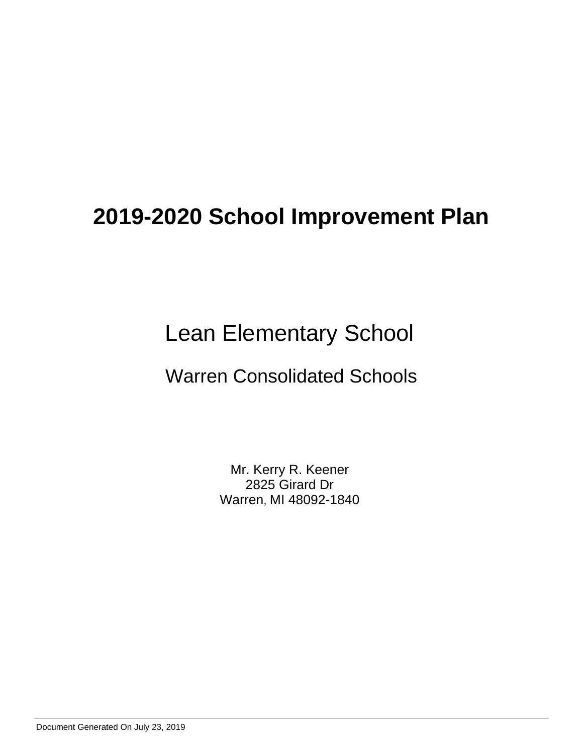# 2019-2020 School Improvement Plan

## Lean Elementary School

### Warren Consolidated Schools

Mr. Kerry R. Keener
2825 Girard Dr
Warren, MI 48092-1840

Document Generated On July 23, 2019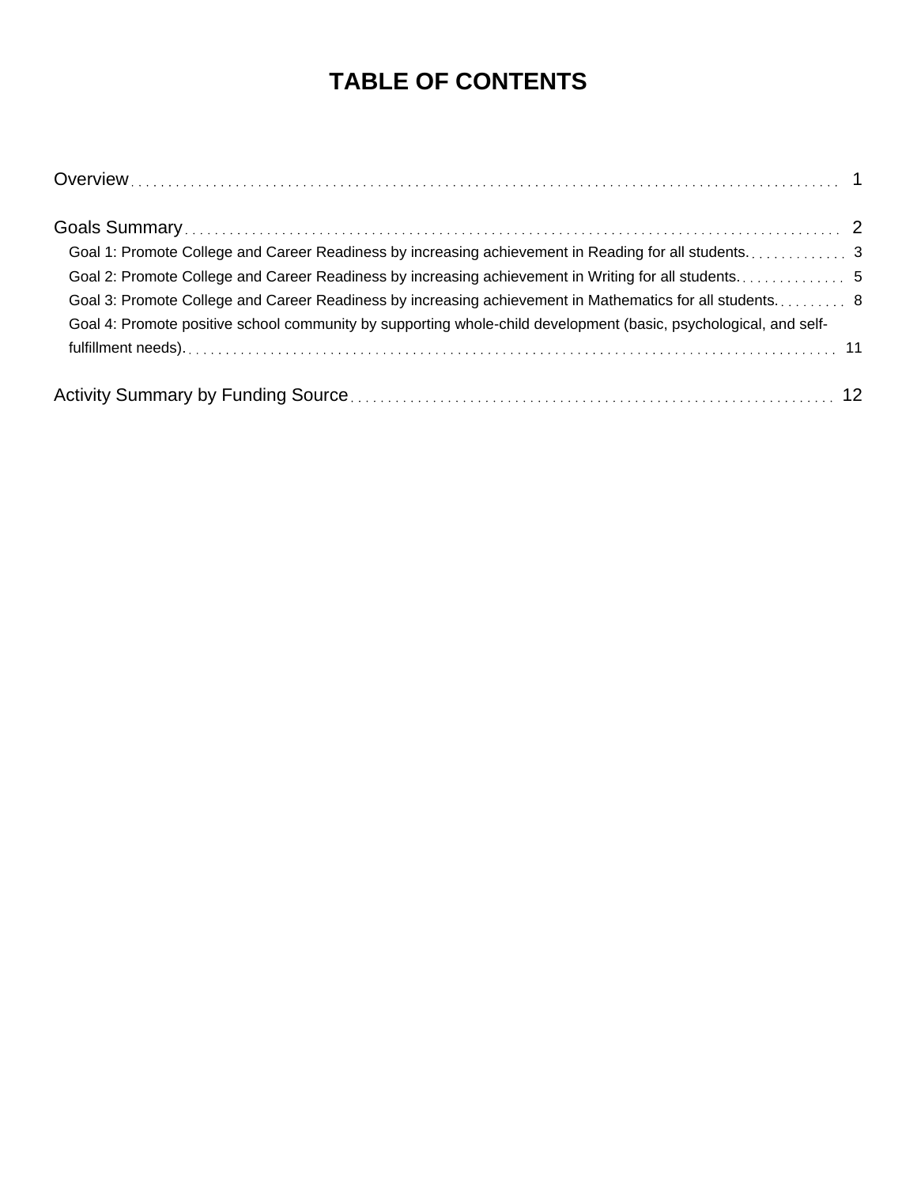# TABLE OF CONTENTS

Overview . . . . . . . . . . . . . . . . . . . . . . . . . . . . . . . . . . . . . . . . . . . . . . . . . . . . 1

Goals Summary . . . . . . . . . . . . . . . . . . . . . . . . . . . . . . . . . . . . . . . . . . . . . . . . 2

- Goal 1: Promote College and Career Readiness by increasing achievement in Reading for all students. . . . . . . . 3
- Goal 2: Promote College and Career Readiness by increasing achievement in Writing for all students. . . . . . . . 5
- Goal 3: Promote College and Career Readiness by increasing achievement in Mathematics for all students. . . . . . 8
- Goal 4: Promote positive school community by supporting whole-child development (basic, psychological, and self-fulfillment needs). . . . . . . . 11

Activity Summary by Funding Source . . . . . . . . . . . . . . . . . . . . . . . . . . . . . . . . 12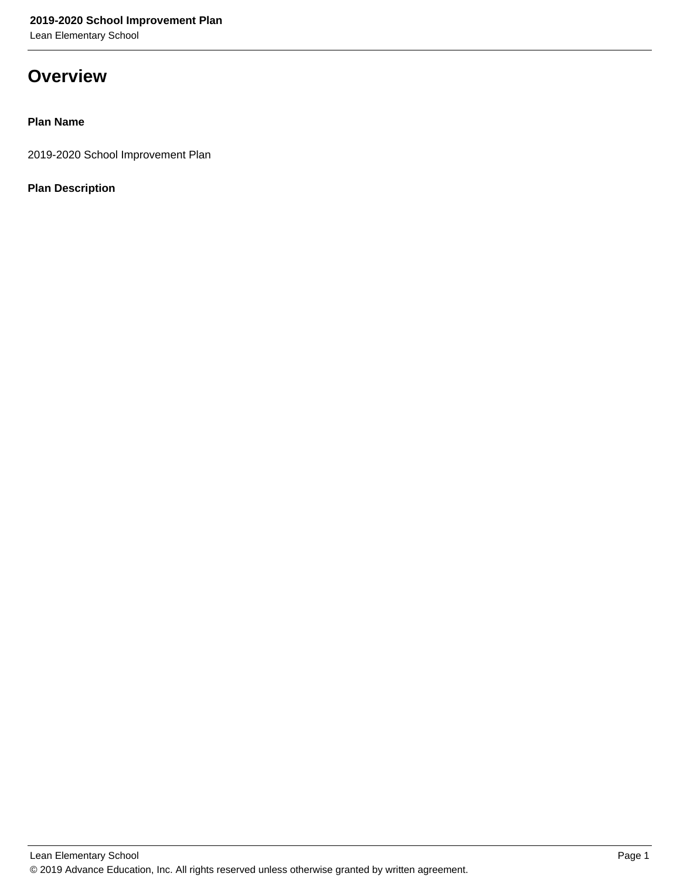# Overview

**Plan Name**

2019-2020 School Improvement Plan

**Plan Description**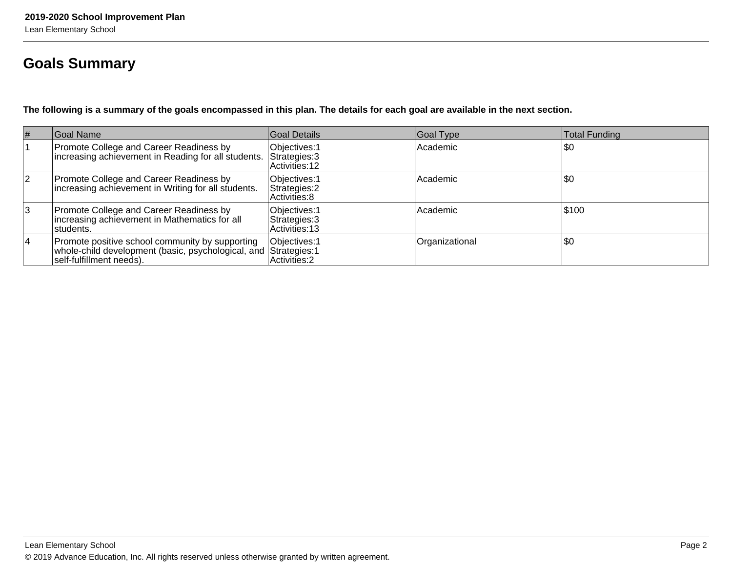## Goals Summary

**The following is a summary of the goals encompassed in this plan. The details for each goal are available in the next section.**

| # | Goal Name | Goal Details | Goal Type | Total Funding |
|---|---|---|---|---|
| 1 | Promote College and Career Readiness by increasing achievement in Reading for all students. | Objectives:1<br>Strategies:3<br>Activities:12 | Academic | $0 |
| 2 | Promote College and Career Readiness by increasing achievement in Writing for all students. | Objectives:1<br>Strategies:2<br>Activities:8 | Academic | $0 |
| 3 | Promote College and Career Readiness by increasing achievement in Mathematics for all students. | Objectives:1<br>Strategies:3<br>Activities:13 | Academic | $100 |
| 4 | Promote positive school community by supporting whole-child development (basic, psychological, and self-fulfillment needs). | Objectives:1<br>Strategies:1<br>Activities:2 | Organizational | $0 |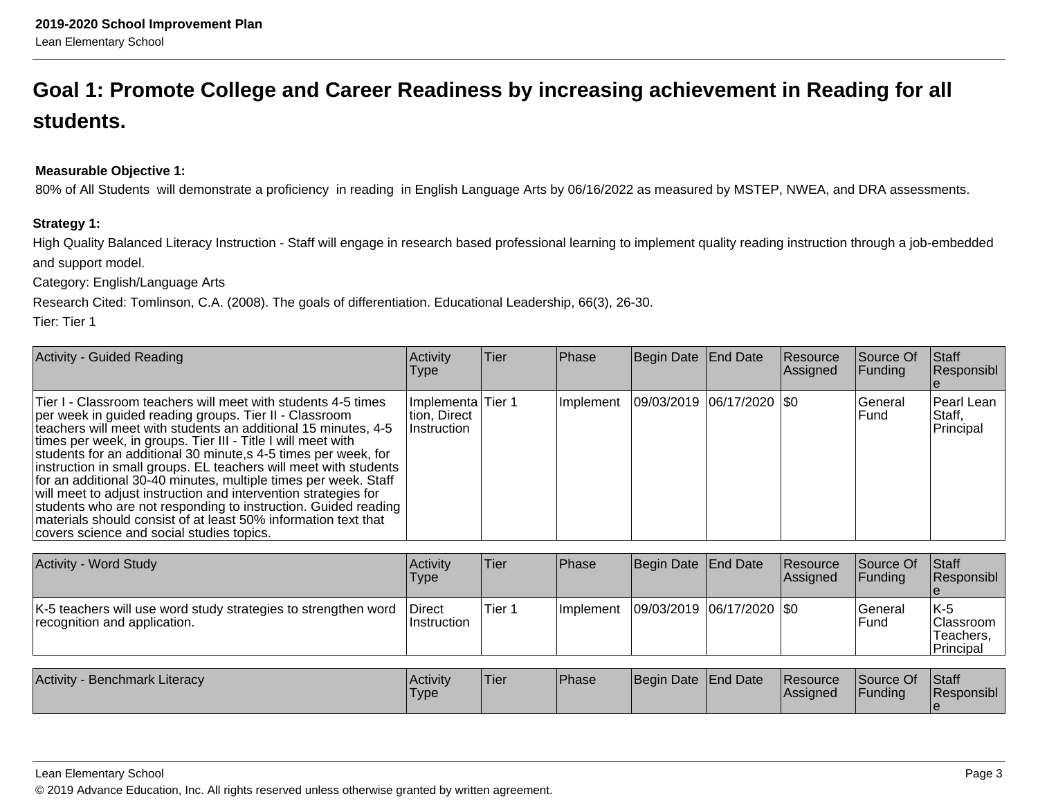# Goal 1: Promote College and Career Readiness by increasing achievement in Reading for all students.

**Measurable Objective 1:**

80% of All Students will demonstrate a proficiency in reading in English Language Arts by 06/16/2022 as measured by MSTEP, NWEA, and DRA assessments.

**Strategy 1:**

High Quality Balanced Literacy Instruction - Staff will engage in research based professional learning to implement quality reading instruction through a job-embedded and support model.

Category: English/Language Arts

Research Cited: Tomlinson, C.A. (2008). The goals of differentiation. Educational Leadership, 66(3), 26-30.

Tier: Tier 1

| Activity - Guided Reading | Activity Type | Tier | Phase | Begin Date | End Date | Resource Assigned | Source Of Funding | Staff Responsible |
|---|---|---|---|---|---|---|---|---|
| Tier I - Classroom teachers will meet with students 4-5 times per week in guided reading groups. Tier II - Classroom teachers will meet with students an additional 15 minutes, 4-5 times per week, in groups. Tier III - Title I will meet with students for an additional 30 minute,s 4-5 times per week, for instruction in small groups. EL teachers will meet with students for an additional 30-40 minutes, multiple times per week. Staff will meet to adjust instruction and intervention strategies for students who are not responding to instruction. Guided reading materials should consist of at least 50% information text that covers science and social studies topics. | Implementation, Direct Instruction | Tier 1 | Implement | 09/03/2019 | 06/17/2020 | $0 | General Fund | Pearl Lean Staff, Principal |

| Activity - Word Study | Activity Type | Tier | Phase | Begin Date | End Date | Resource Assigned | Source Of Funding | Staff Responsible |
|---|---|---|---|---|---|---|---|---|
| K-5 teachers will use word study strategies to strengthen word recognition and application. | Direct Instruction | Tier 1 | Implement | 09/03/2019 | 06/17/2020 | $0 | General Fund | K-5 Classroom Teachers, Principal |

| Activity - Benchmark Literacy | Activity Type | Tier | Phase | Begin Date | End Date | Resource Assigned | Source Of Funding | Staff Responsible |
|---|---|---|---|---|---|---|---|---|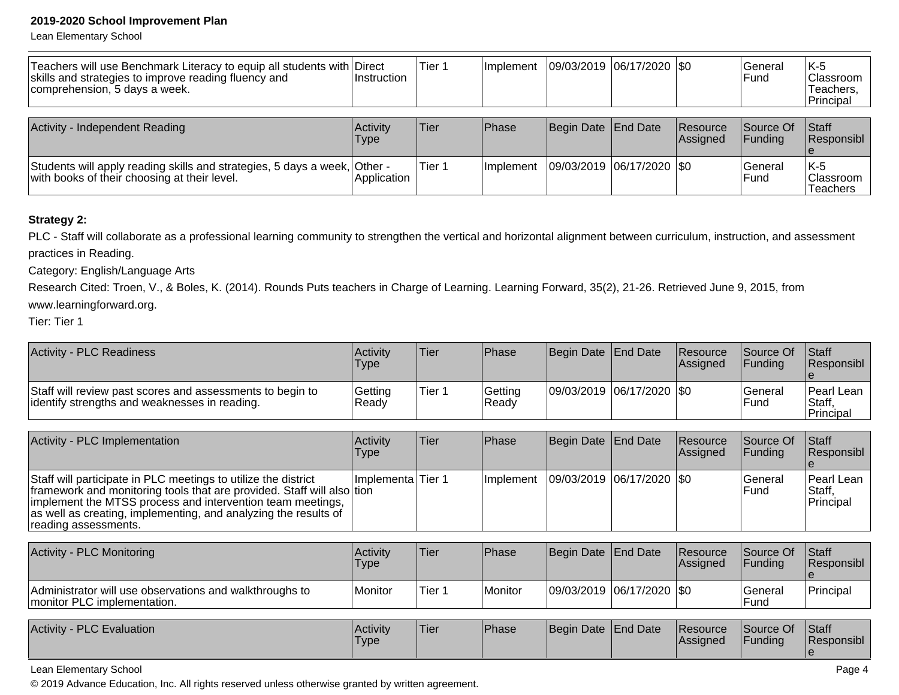| | | | | | | | | |
|---|---|---|---|---|---|---|---|---|
| Teachers will use Benchmark Literacy to equip all students with skills and strategies to improve reading fluency and comprehension, 5 days a week. | Direct Instruction | Tier 1 | Implement | 09/03/2019 | 06/17/2020 | $0 | General Fund | K-5 Classroom Teachers, Principal |

| Activity - Independent Reading | Activity Type | Tier | Phase | Begin Date | End Date | Resource Assigned | Source Of Funding | Staff Responsible |
|---|---|---|---|---|---|---|---|---|
| Students will apply reading skills and strategies, 5 days a week, with books of their choosing at their level. | Other - Application | Tier 1 | Implement | 09/03/2019 | 06/17/2020 | $0 | General Fund | K-5 Classroom Teachers |

**Strategy 2:**

PLC - Staff will collaborate as a professional learning community to strengthen the vertical and horizontal alignment between curriculum, instruction, and assessment practices in Reading.

Category: English/Language Arts

Research Cited: Troen, V., & Boles, K. (2014). Rounds Puts teachers in Charge of Learning. Learning Forward, 35(2), 21-26. Retrieved June 9, 2015, from www.learningforward.org.

Tier: Tier 1

| Activity - PLC Readiness | Activity Type | Tier | Phase | Begin Date | End Date | Resource Assigned | Source Of Funding | Staff Responsible |
|---|---|---|---|---|---|---|---|---|
| Staff will review past scores and assessments to begin to identify strengths and weaknesses in reading. | Getting Ready | Tier 1 | Getting Ready | 09/03/2019 | 06/17/2020 | $0 | General Fund | Pearl Lean Staff, Principal |

| Activity - PLC Implementation | Activity Type | Tier | Phase | Begin Date | End Date | Resource Assigned | Source Of Funding | Staff Responsible |
|---|---|---|---|---|---|---|---|---|
| Staff will participate in PLC meetings to utilize the district framework and monitoring tools that are provided. Staff will also implement the MTSS process and intervention team meetings, as well as creating, implementing, and analyzing the results of reading assessments. | Implementation | Tier 1 | Implement | 09/03/2019 | 06/17/2020 | $0 | General Fund | Pearl Lean Staff, Principal |

| Activity - PLC Monitoring | Activity Type | Tier | Phase | Begin Date | End Date | Resource Assigned | Source Of Funding | Staff Responsible |
|---|---|---|---|---|---|---|---|---|
| Administrator will use observations and walkthroughs to monitor PLC implementation. | Monitor | Tier 1 | Monitor | 09/03/2019 | 06/17/2020 | $0 | General Fund | Principal |

| Activity - PLC Evaluation | Activity Type | Tier | Phase | Begin Date | End Date | Resource Assigned | Source Of Funding | Staff Responsible |
|---|---|---|---|---|---|---|---|---|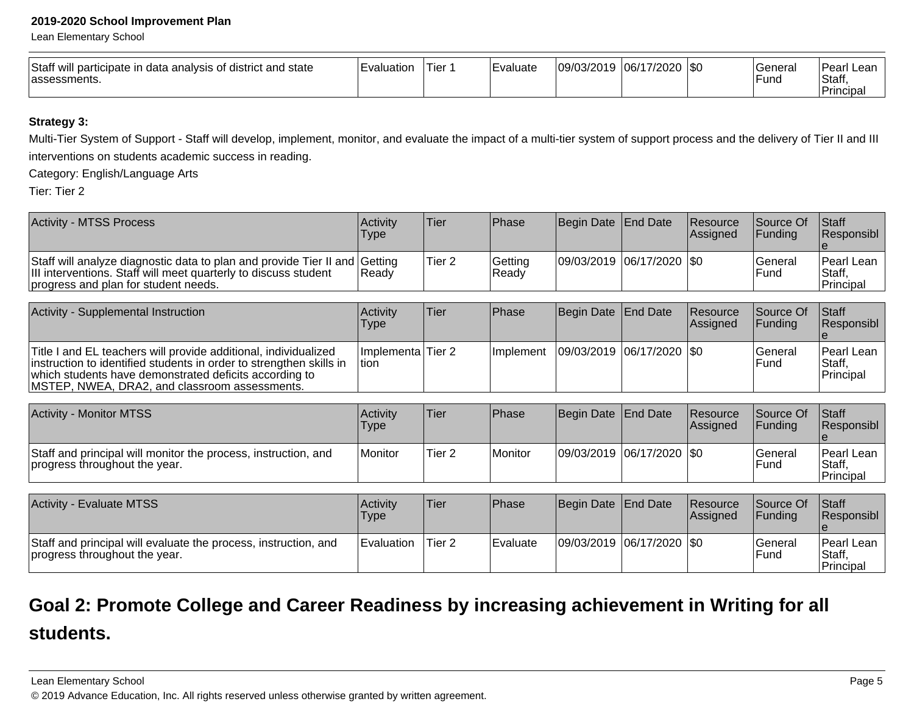| | | | | | | | | |
|---|---|---|---|---|---|---|---|---|
| Staff will participate in data analysis of district and state assessments. | Evaluation | Tier 1 | Evaluate | 09/03/2019 | 06/17/2020 | $0 | General Fund | Pearl Lean Staff, Principal |

**Strategy 3:**

Multi-Tier System of Support - Staff will develop, implement, monitor, and evaluate the impact of a multi-tier system of support process and the delivery of Tier II and III interventions on students academic success in reading.

Category: English/Language Arts

Tier: Tier 2

| Activity - MTSS Process | Activity Type | Tier | Phase | Begin Date | End Date | Resource Assigned | Source Of Funding | Staff Responsible |
|---|---|---|---|---|---|---|---|---|
| Staff will analyze diagnostic data to plan and provide Tier II and III interventions. Staff will meet quarterly to discuss student progress and plan for student needs. | Getting Ready | Tier 2 | Getting Ready | 09/03/2019 | 06/17/2020 | $0 | General Fund | Pearl Lean Staff, Principal |

| Activity - Supplemental Instruction | Activity Type | Tier | Phase | Begin Date | End Date | Resource Assigned | Source Of Funding | Staff Responsible |
|---|---|---|---|---|---|---|---|---|
| Title I and EL teachers will provide additional, individualized instruction to identified students in order to strengthen skills in which students have demonstrated deficits according to MSTEP, NWEA, DRA2, and classroom assessments. | Implementation | Tier 2 | Implement | 09/03/2019 | 06/17/2020 | $0 | General Fund | Pearl Lean Staff, Principal |

| Activity - Monitor MTSS | Activity Type | Tier | Phase | Begin Date | End Date | Resource Assigned | Source Of Funding | Staff Responsible |
|---|---|---|---|---|---|---|---|---|
| Staff and principal will monitor the process, instruction, and progress throughout the year. | Monitor | Tier 2 | Monitor | 09/03/2019 | 06/17/2020 | $0 | General Fund | Pearl Lean Staff, Principal |

| Activity - Evaluate MTSS | Activity Type | Tier | Phase | Begin Date | End Date | Resource Assigned | Source Of Funding | Staff Responsible |
|---|---|---|---|---|---|---|---|---|
| Staff and principal will evaluate the process, instruction, and progress throughout the year. | Evaluation | Tier 2 | Evaluate | 09/03/2019 | 06/17/2020 | $0 | General Fund | Pearl Lean Staff, Principal |

## Goal 2: Promote College and Career Readiness by increasing achievement in Writing for all students.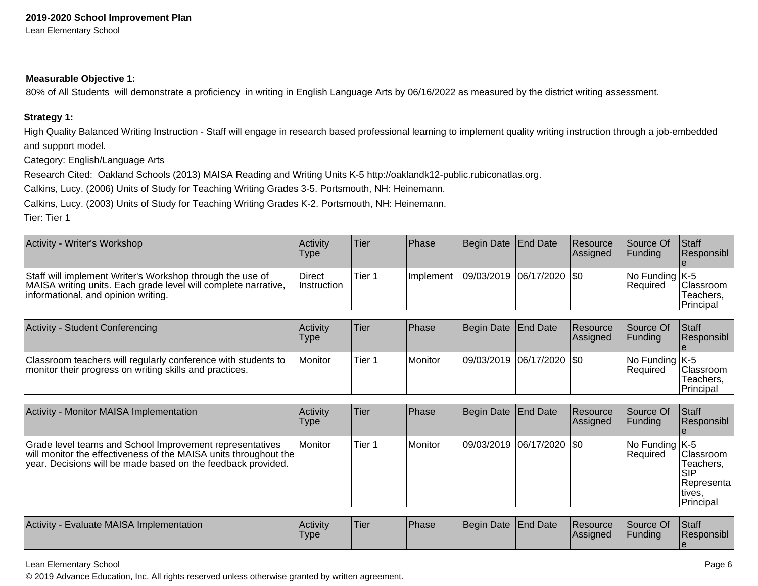**Measurable Objective 1:**

80% of All Students will demonstrate a proficiency in writing in English Language Arts by 06/16/2022 as measured by the district writing assessment.

**Strategy 1:**

High Quality Balanced Writing Instruction - Staff will engage in research based professional learning to implement quality writing instruction through a job-embedded and support model.

Category: English/Language Arts

Research Cited: Oakland Schools (2013) MAISA Reading and Writing Units K-5 http://oaklandk12-public.rubiconatlas.org.

Calkins, Lucy. (2006) Units of Study for Teaching Writing Grades 3-5. Portsmouth, NH: Heinemann.

Calkins, Lucy. (2003) Units of Study for Teaching Writing Grades K-2. Portsmouth, NH: Heinemann.

Tier: Tier 1

| Activity - Writer's Workshop | Activity Type | Tier | Phase | Begin Date | End Date | Resource Assigned | Source Of Funding | Staff Responsible |
|---|---|---|---|---|---|---|---|---|
| Staff will implement Writer's Workshop through the use of MAISA writing units. Each grade level will complete narrative, informational, and opinion writing. | Direct Instruction | Tier 1 | Implement | 09/03/2019 | 06/17/2020 | $0 | No Funding Required | K-5 Classroom Teachers, Principal |

| Activity - Student Conferencing | Activity Type | Tier | Phase | Begin Date | End Date | Resource Assigned | Source Of Funding | Staff Responsible |
|---|---|---|---|---|---|---|---|---|
| Classroom teachers will regularly conference with students to monitor their progress on writing skills and practices. | Monitor | Tier 1 | Monitor | 09/03/2019 | 06/17/2020 | $0 | No Funding Required | K-5 Classroom Teachers, Principal |

| Activity - Monitor MAISA Implementation | Activity Type | Tier | Phase | Begin Date | End Date | Resource Assigned | Source Of Funding | Staff Responsible |
|---|---|---|---|---|---|---|---|---|
| Grade level teams and School Improvement representatives will monitor the effectiveness of the MAISA units throughout the year. Decisions will be made based on the feedback provided. | Monitor | Tier 1 | Monitor | 09/03/2019 | 06/17/2020 | $0 | No Funding Required | K-5 Classroom Teachers, SIP Representatives, Principal |

| Activity - Evaluate MAISA Implementation | Activity Type | Tier | Phase | Begin Date | End Date | Resource Assigned | Source Of Funding | Staff Responsible |
|---|---|---|---|---|---|---|---|---|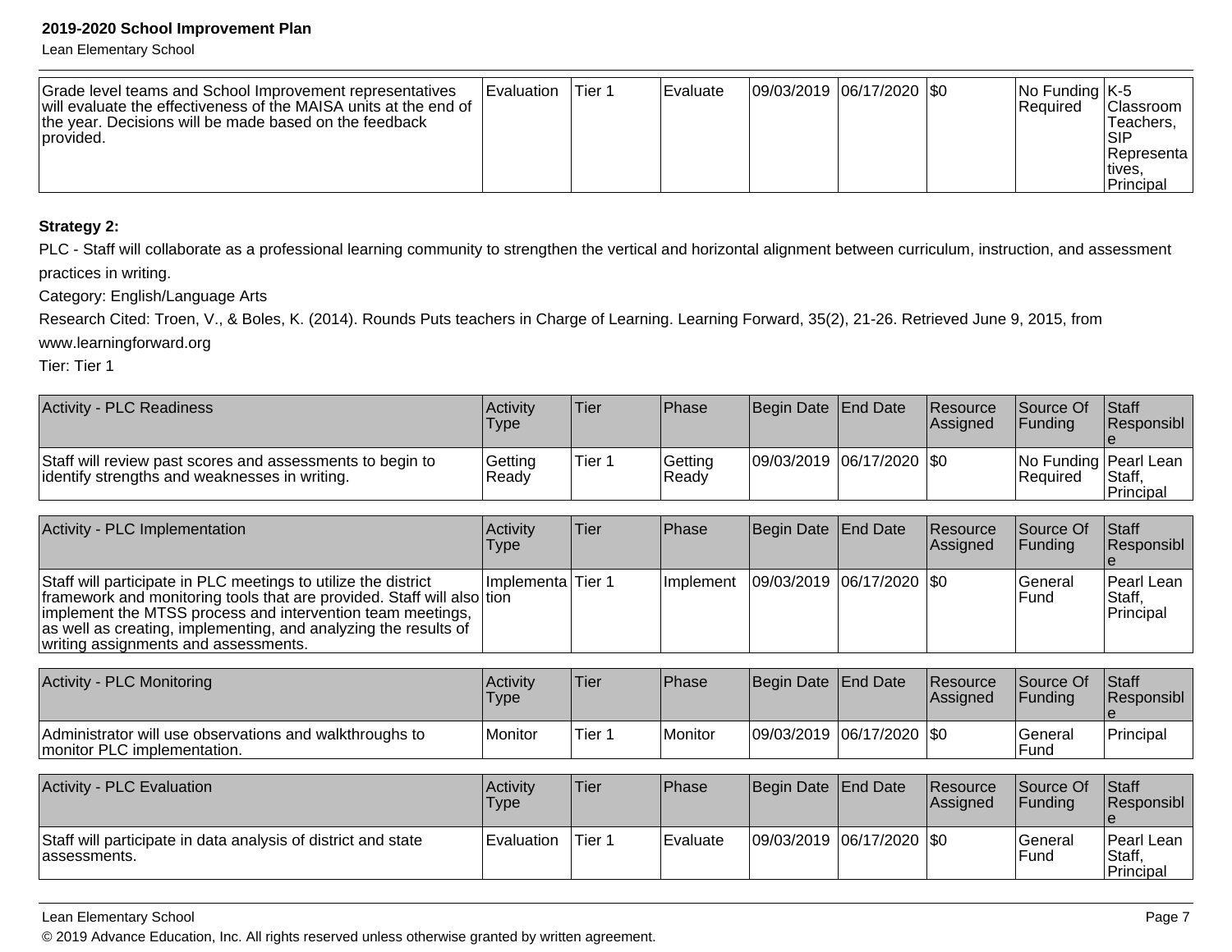| Grade level teams and School Improvement representatives will evaluate the effectiveness of the MAISA units at the end of the year. Decisions will be made based on the feedback provided. | Evaluation | Tier 1 | Evaluate | 09/03/2019 | 06/17/2020 | $0 | No Funding Required | K-5 Classroom Teachers, SIP Representatives, Principal |
|---|---|---|---|---|---|---|---|---|

**Strategy 2:**

PLC - Staff will collaborate as a professional learning community to strengthen the vertical and horizontal alignment between curriculum, instruction, and assessment practices in writing.

Category: English/Language Arts

Research Cited: Troen, V., & Boles, K. (2014). Rounds Puts teachers in Charge of Learning. Learning Forward, 35(2), 21-26. Retrieved June 9, 2015, from www.learningforward.org

Tier: Tier 1

| Activity - PLC Readiness | Activity Type | Tier | Phase | Begin Date | End Date | Resource Assigned | Source Of Funding | Staff Responsible |
|---|---|---|---|---|---|---|---|---|
| Staff will review past scores and assessments to begin to identify strengths and weaknesses in writing. | Getting Ready | Tier 1 | Getting Ready | 09/03/2019 | 06/17/2020 | $0 | No Funding Required | Pearl Lean Staff, Principal |

| Activity - PLC Implementation | Activity Type | Tier | Phase | Begin Date | End Date | Resource Assigned | Source Of Funding | Staff Responsible |
|---|---|---|---|---|---|---|---|---|
| Staff will participate in PLC meetings to utilize the district framework and monitoring tools that are provided. Staff will also implement the MTSS process and intervention team meetings, as well as creating, implementing, and analyzing the results of writing assignments and assessments. | Implementation | Tier 1 | Implement | 09/03/2019 | 06/17/2020 | $0 | General Fund | Pearl Lean Staff, Principal |

| Activity - PLC Monitoring | Activity Type | Tier | Phase | Begin Date | End Date | Resource Assigned | Source Of Funding | Staff Responsible |
|---|---|---|---|---|---|---|---|---|
| Administrator will use observations and walkthroughs to monitor PLC implementation. | Monitor | Tier 1 | Monitor | 09/03/2019 | 06/17/2020 | $0 | General Fund | Principal |

| Activity - PLC Evaluation | Activity Type | Tier | Phase | Begin Date | End Date | Resource Assigned | Source Of Funding | Staff Responsible |
|---|---|---|---|---|---|---|---|---|
| Staff will participate in data analysis of district and state assessments. | Evaluation | Tier 1 | Evaluate | 09/03/2019 | 06/17/2020 | $0 | General Fund | Pearl Lean Staff, Principal |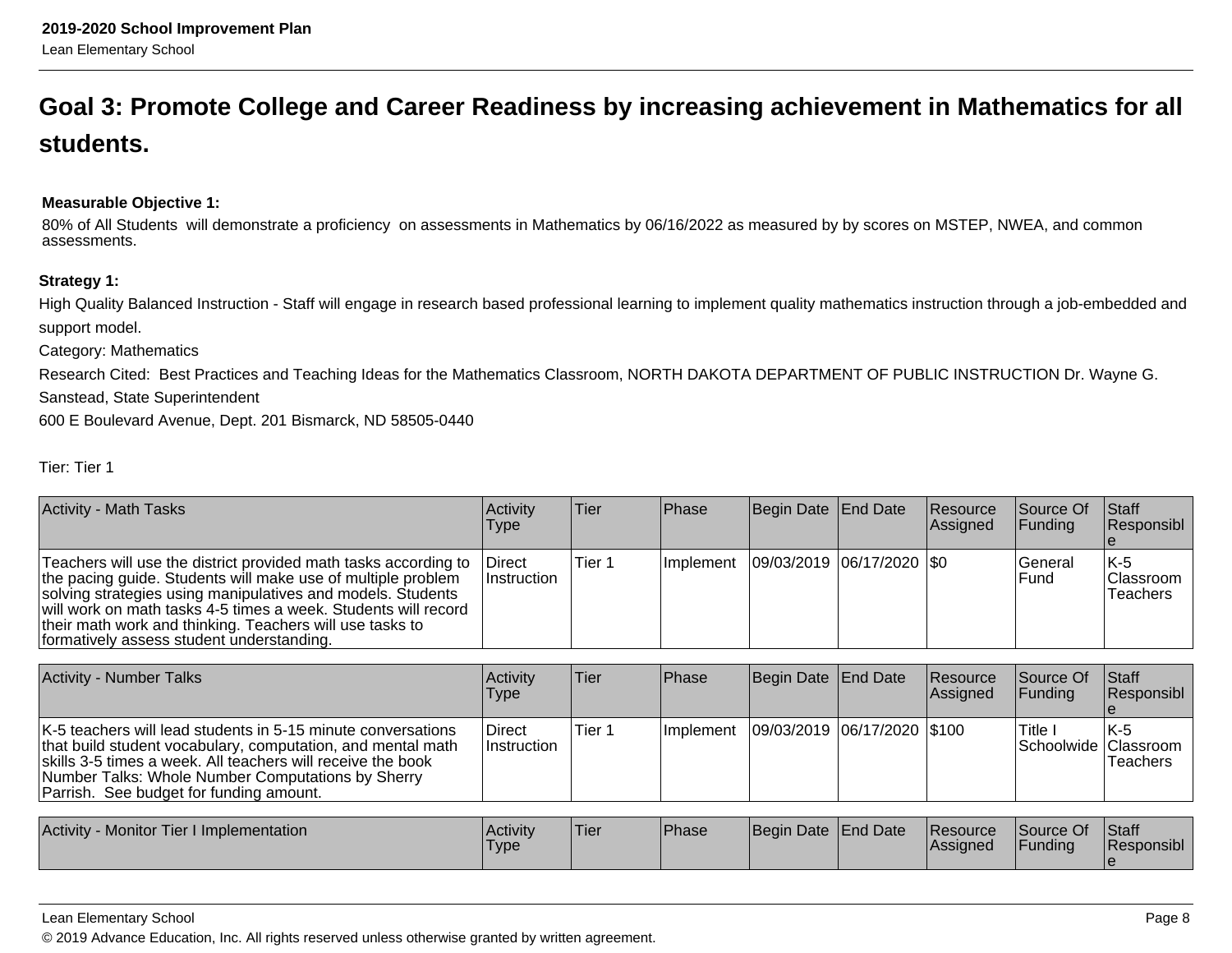## Goal 3: Promote College and Career Readiness by increasing achievement in Mathematics for all students.

**Measurable Objective 1:**

80% of All Students will demonstrate a proficiency on assessments in Mathematics by 06/16/2022 as measured by by scores on MSTEP, NWEA, and common assessments.

**Strategy 1:**

High Quality Balanced Instruction - Staff will engage in research based professional learning to implement quality mathematics instruction through a job-embedded and support model.

Category: Mathematics

Research Cited: Best Practices and Teaching Ideas for the Mathematics Classroom, NORTH DAKOTA DEPARTMENT OF PUBLIC INSTRUCTION Dr. Wayne G. Sanstead, State Superintendent

600 E Boulevard Avenue, Dept. 201 Bismarck, ND 58505-0440

Tier: Tier 1

| Activity - Math Tasks | Activity Type | Tier | Phase | Begin Date | End Date | Resource Assigned | Source Of Funding | Staff Responsible |
|---|---|---|---|---|---|---|---|---|
| Teachers will use the district provided math tasks according to the pacing guide. Students will make use of multiple problem solving strategies using manipulatives and models. Students will work on math tasks 4-5 times a week. Students will record their math work and thinking. Teachers will use tasks to formatively assess student understanding. | Direct Instruction | Tier 1 | Implement | 09/03/2019 | 06/17/2020 | $0 | General Fund | K-5 Classroom Teachers |

| Activity - Number Talks | Activity Type | Tier | Phase | Begin Date | End Date | Resource Assigned | Source Of Funding | Staff Responsible |
|---|---|---|---|---|---|---|---|---|
| K-5 teachers will lead students in 5-15 minute conversations that build student vocabulary, computation, and mental math skills 3-5 times a week. All teachers will receive the book Number Talks: Whole Number Computations by Sherry Parrish. See budget for funding amount. | Direct Instruction | Tier 1 | Implement | 09/03/2019 | 06/17/2020 | $100 | Title I Schoolwide | K-5 Classroom Teachers |

| Activity - Monitor Tier I Implementation | Activity Type | Tier | Phase | Begin Date | End Date | Resource Assigned | Source Of Funding | Staff Responsible |
|---|---|---|---|---|---|---|---|---|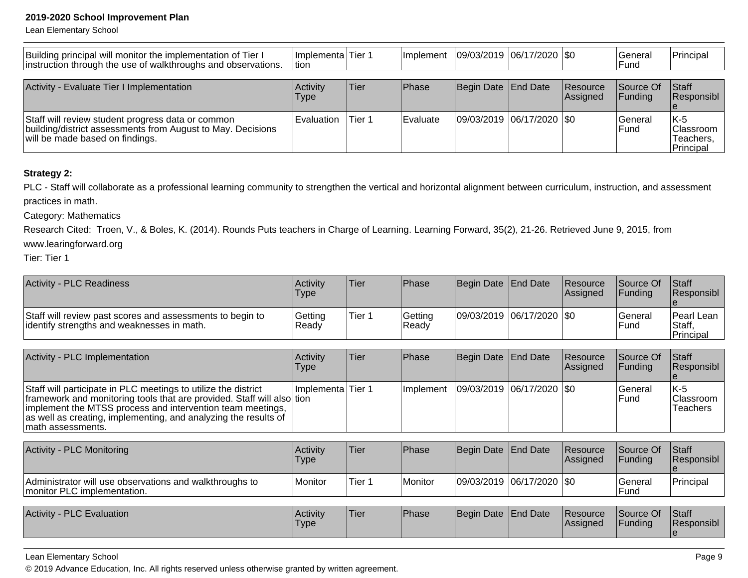| Building principal will monitor the implementation of Tier I instruction through the use of walkthroughs and observations. | Implementation | Tier 1 | Implement | 09/03/2019 | 06/17/2020 | $0 | General Fund | Principal |
|---|---|---|---|---|---|---|---|---|

| Activity - Evaluate Tier I Implementation | Activity Type | Tier | Phase | Begin Date | End Date | Resource Assigned | Source Of Funding | Staff Responsible |
|---|---|---|---|---|---|---|---|---|
| Staff will review student progress data or common building/district assessments from August to May. Decisions will be made based on findings. | Evaluation | Tier 1 | Evaluate | 09/03/2019 | 06/17/2020 | $0 | General Fund | K-5 Classroom Teachers, Principal |

**Strategy 2:**

PLC - Staff will collaborate as a professional learning community to strengthen the vertical and horizontal alignment between curriculum, instruction, and assessment practices in math.

Category: Mathematics

Research Cited: Troen, V., & Boles, K. (2014). Rounds Puts teachers in Charge of Learning. Learning Forward, 35(2), 21-26. Retrieved June 9, 2015, from www.learingforward.org

Tier: Tier 1

| Activity - PLC Readiness | Activity Type | Tier | Phase | Begin Date | End Date | Resource Assigned | Source Of Funding | Staff Responsible |
|---|---|---|---|---|---|---|---|---|
| Staff will review past scores and assessments to begin to identify strengths and weaknesses in math. | Getting Ready | Tier 1 | Getting Ready | 09/03/2019 | 06/17/2020 | $0 | General Fund | Pearl Lean Staff, Principal |

| Activity - PLC Implementation | Activity Type | Tier | Phase | Begin Date | End Date | Resource Assigned | Source Of Funding | Staff Responsible |
|---|---|---|---|---|---|---|---|---|
| Staff will participate in PLC meetings to utilize the district framework and monitoring tools that are provided. Staff will also implement the MTSS process and intervention team meetings, as well as creating, implementing, and analyzing the results of math assessments. | Implementation | Tier 1 | Implement | 09/03/2019 | 06/17/2020 | $0 | General Fund | K-5 Classroom Teachers |

| Activity - PLC Monitoring | Activity Type | Tier | Phase | Begin Date | End Date | Resource Assigned | Source Of Funding | Staff Responsible |
|---|---|---|---|---|---|---|---|---|
| Administrator will use observations and walkthroughs to monitor PLC implementation. | Monitor | Tier 1 | Monitor | 09/03/2019 | 06/17/2020 | $0 | General Fund | Principal |

| Activity - PLC Evaluation | Activity Type | Tier | Phase | Begin Date | End Date | Resource Assigned | Source Of Funding | Staff Responsible |
|---|---|---|---|---|---|---|---|---|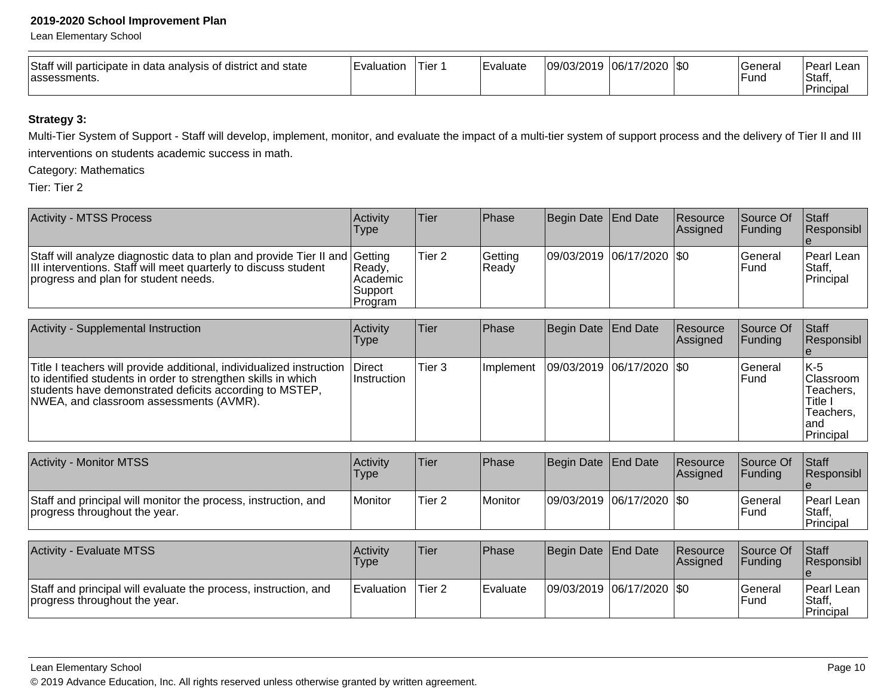| Staff will participate in data analysis of district and state assessments. | Evaluation | Tier 1 | Evaluate | 09/03/2019 | 06/17/2020 | $0 | General Fund | Pearl Lean Staff, Principal |
|---|---|---|---|---|---|---|---|---|

**Strategy 3:**

Multi-Tier System of Support - Staff will develop, implement, monitor, and evaluate the impact of a multi-tier system of support process and the delivery of Tier II and III interventions on students academic success in math.

Category: Mathematics

Tier: Tier 2

| Activity - MTSS Process | Activity Type | Tier | Phase | Begin Date | End Date | Resource Assigned | Source Of Funding | Staff Responsible |
|---|---|---|---|---|---|---|---|---|
| Staff will analyze diagnostic data to plan and provide Tier II and III interventions. Staff will meet quarterly to discuss student progress and plan for student needs. | Getting Ready, Academic Support Program | Tier 2 | Getting Ready | 09/03/2019 | 06/17/2020 | $0 | General Fund | Pearl Lean Staff, Principal |

| Activity - Supplemental Instruction | Activity Type | Tier | Phase | Begin Date | End Date | Resource Assigned | Source Of Funding | Staff Responsible |
|---|---|---|---|---|---|---|---|---|
| Title I teachers will provide additional, individualized instruction to identified students in order to strengthen skills in which students have demonstrated deficits according to MSTEP, NWEA, and classroom assessments (AVMR). | Direct Instruction | Tier 3 | Implement | 09/03/2019 | 06/17/2020 | $0 | General Fund | K-5 Classroom Teachers, Title I Teachers, and Principal |

| Activity - Monitor MTSS | Activity Type | Tier | Phase | Begin Date | End Date | Resource Assigned | Source Of Funding | Staff Responsible |
|---|---|---|---|---|---|---|---|---|
| Staff and principal will monitor the process, instruction, and progress throughout the year. | Monitor | Tier 2 | Monitor | 09/03/2019 | 06/17/2020 | $0 | General Fund | Pearl Lean Staff, Principal |

| Activity - Evaluate MTSS | Activity Type | Tier | Phase | Begin Date | End Date | Resource Assigned | Source Of Funding | Staff Responsible |
|---|---|---|---|---|---|---|---|---|
| Staff and principal will evaluate the process, instruction, and progress throughout the year. | Evaluation | Tier 2 | Evaluate | 09/03/2019 | 06/17/2020 | $0 | General Fund | Pearl Lean Staff, Principal |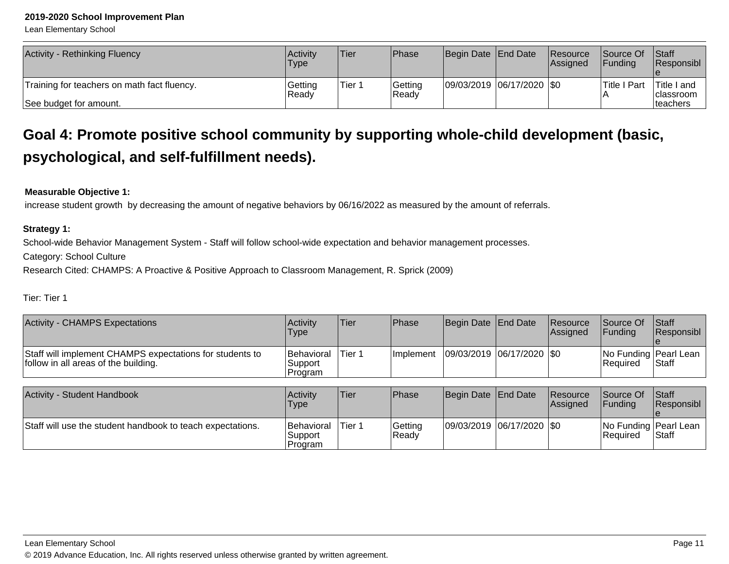| Activity - Rethinking Fluency | Activity Type | Tier | Phase | Begin Date | End Date | Resource Assigned | Source Of Funding | Staff Responsible |
|---|---|---|---|---|---|---|---|---|
| Training for teachers on math fact fluency.<br><br>See budget for amount. | Getting Ready | Tier 1 | Getting Ready | 09/03/2019 | 06/17/2020 | $0 | Title I Part A | Title I and classroom teachers |

## Goal 4: Promote positive school community by supporting whole-child development (basic, psychological, and self-fulfillment needs).

**Measurable Objective 1:**

increase student growth by decreasing the amount of negative behaviors by 06/16/2022 as measured by the amount of referrals.

**Strategy 1:**

School-wide Behavior Management System - Staff will follow school-wide expectation and behavior management processes.

Category: School Culture

Research Cited: CHAMPS: A Proactive & Positive Approach to Classroom Management, R. Sprick (2009)

Tier: Tier 1

| Activity - CHAMPS Expectations | Activity Type | Tier | Phase | Begin Date | End Date | Resource Assigned | Source Of Funding | Staff Responsible |
|---|---|---|---|---|---|---|---|---|
| Staff will implement CHAMPS expectations for students to follow in all areas of the building. | Behavioral Support Program | Tier 1 | Implement | 09/03/2019 | 06/17/2020 | $0 | No Funding Required | Pearl Lean Staff |

| Activity - Student Handbook | Activity Type | Tier | Phase | Begin Date | End Date | Resource Assigned | Source Of Funding | Staff Responsible |
|---|---|---|---|---|---|---|---|---|
| Staff will use the student handbook to teach expectations. | Behavioral Support Program | Tier 1 | Getting Ready | 09/03/2019 | 06/17/2020 | $0 | No Funding Required | Pearl Lean Staff |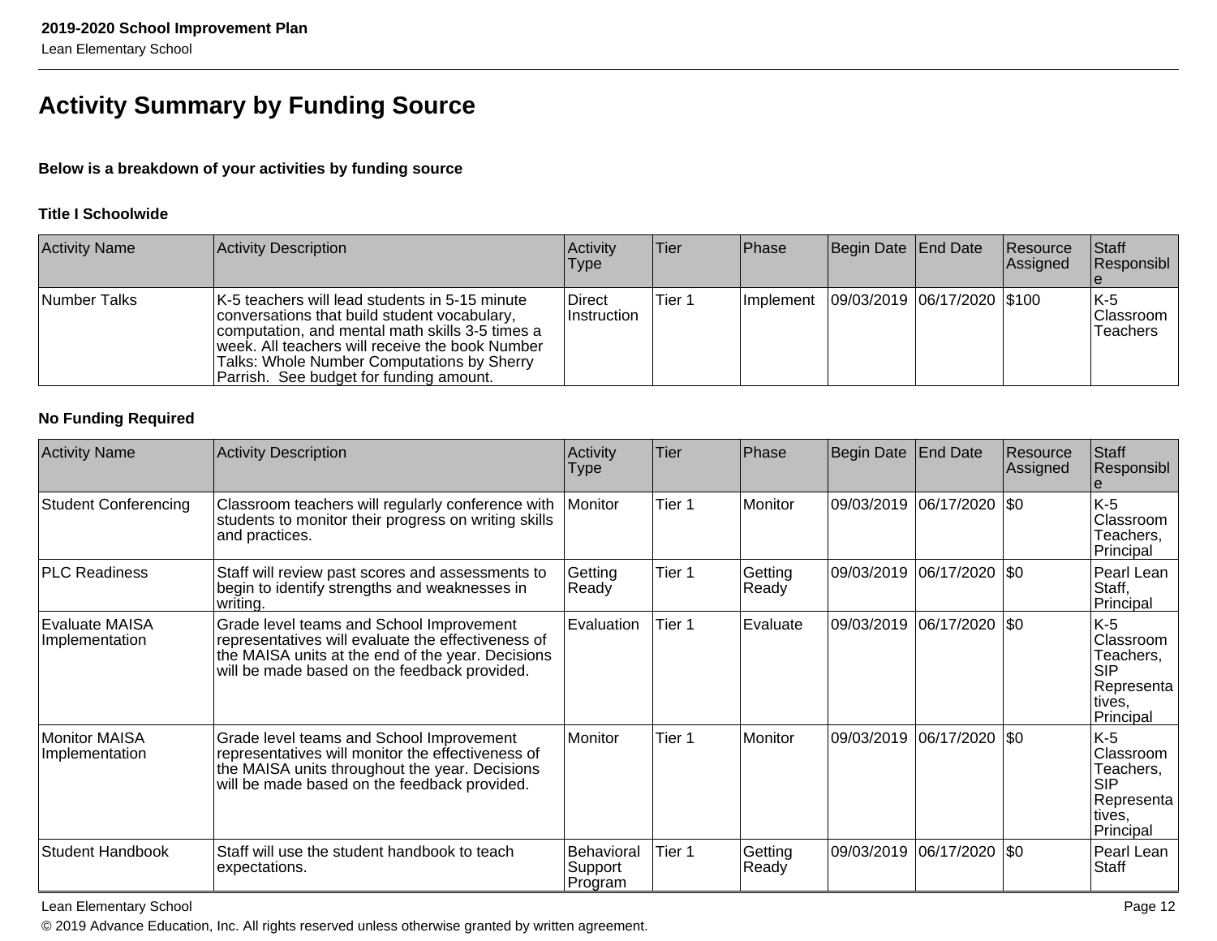# Activity Summary by Funding Source

**Below is a breakdown of your activities by funding source**

**Title I Schoolwide**

| Activity Name | Activity Description | Activity Type | Tier | Phase | Begin Date | End Date | Resource Assigned | Staff Responsible |
|---|---|---|---|---|---|---|---|---|
| Number Talks | K-5 teachers will lead students in 5-15 minute conversations that build student vocabulary, computation, and mental math skills 3-5 times a week. All teachers will receive the book Number Talks: Whole Number Computations by Sherry Parrish. See budget for funding amount. | Direct Instruction | Tier 1 | Implement | 09/03/2019 | 06/17/2020 | $100 | K-5 Classroom Teachers |

**No Funding Required**

| Activity Name | Activity Description | Activity Type | Tier | Phase | Begin Date | End Date | Resource Assigned | Staff Responsible |
|---|---|---|---|---|---|---|---|---|
| Student Conferencing | Classroom teachers will regularly conference with students to monitor their progress on writing skills and practices. | Monitor | Tier 1 | Monitor | 09/03/2019 | 06/17/2020 | $0 | K-5 Classroom Teachers, Principal |
| PLC Readiness | Staff will review past scores and assessments to begin to identify strengths and weaknesses in writing. | Getting Ready | Tier 1 | Getting Ready | 09/03/2019 | 06/17/2020 | $0 | Pearl Lean Staff, Principal |
| Evaluate MAISA Implementation | Grade level teams and School Improvement representatives will evaluate the effectiveness of the MAISA units at the end of the year. Decisions will be made based on the feedback provided. | Evaluation | Tier 1 | Evaluate | 09/03/2019 | 06/17/2020 | $0 | K-5 Classroom Teachers, SIP Representatives, Principal |
| Monitor MAISA Implementation | Grade level teams and School Improvement representatives will monitor the effectiveness of the MAISA units throughout the year. Decisions will be made based on the feedback provided. | Monitor | Tier 1 | Monitor | 09/03/2019 | 06/17/2020 | $0 | K-5 Classroom Teachers, SIP Representatives, Principal |
| Student Handbook | Staff will use the student handbook to teach expectations. | Behavioral Support Program | Tier 1 | Getting Ready | 09/03/2019 | 06/17/2020 | $0 | Pearl Lean Staff |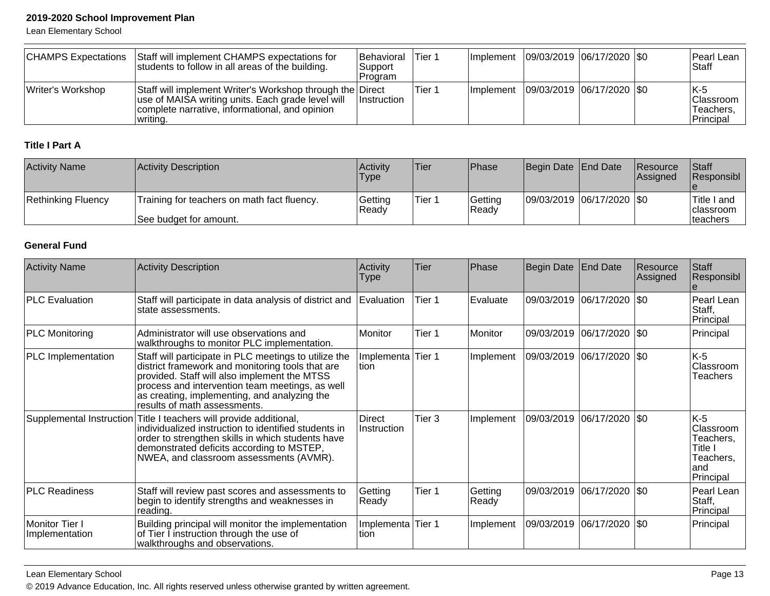| CHAMPS Expectations | Staff will implement CHAMPS expectations for students to follow in all areas of the building. | Behavioral Support Program | Tier 1 | Implement | 09/03/2019 | 06/17/2020 | $0 | Pearl Lean Staff |
|---|---|---|---|---|---|---|---|---|
| Writer's Workshop | Staff will implement Writer's Workshop through the use of MAISA writing units. Each grade level will complete narrative, informational, and opinion writing. | Direct Instruction | Tier 1 | Implement | 09/03/2019 | 06/17/2020 | $0 | K-5 Classroom Teachers, Principal |

**Title I Part A**

| Activity Name | Activity Description | Activity Type | Tier | Phase | Begin Date | End Date | Resource Assigned | Staff Responsible |
|---|---|---|---|---|---|---|---|---|
| Rethinking Fluency | Training for teachers on math fact fluency.<br><br>See budget for amount. | Getting Ready | Tier 1 | Getting Ready | 09/03/2019 | 06/17/2020 | $0 | Title I and classroom teachers |

**General Fund**

| Activity Name | Activity Description | Activity Type | Tier | Phase | Begin Date | End Date | Resource Assigned | Staff Responsible |
|---|---|---|---|---|---|---|---|---|
| PLC Evaluation | Staff will participate in data analysis of district and state assessments. | Evaluation | Tier 1 | Evaluate | 09/03/2019 | 06/17/2020 | $0 | Pearl Lean Staff, Principal |
| PLC Monitoring | Administrator will use observations and walkthroughs to monitor PLC implementation. | Monitor | Tier 1 | Monitor | 09/03/2019 | 06/17/2020 | $0 | Principal |
| PLC Implementation | Staff will participate in PLC meetings to utilize the district framework and monitoring tools that are provided. Staff will also implement the MTSS process and intervention team meetings, as well as creating, implementing, and analyzing the results of math assessments. | Implementation | Tier 1 | Implement | 09/03/2019 | 06/17/2020 | $0 | K-5 Classroom Teachers |
| Supplemental Instruction | Title I teachers will provide additional, individualized instruction to identified students in order to strengthen skills in which students have demonstrated deficits according to MSTEP, NWEA, and classroom assessments (AVMR). | Direct Instruction | Tier 3 | Implement | 09/03/2019 | 06/17/2020 | $0 | K-5 Classroom Teachers, Title I Teachers, and Principal |
| PLC Readiness | Staff will review past scores and assessments to begin to identify strengths and weaknesses in reading. | Getting Ready | Tier 1 | Getting Ready | 09/03/2019 | 06/17/2020 | $0 | Pearl Lean Staff, Principal |
| Monitor Tier I Implementation | Building principal will monitor the implementation of Tier I instruction through the use of walkthroughs and observations. | Implementation | Tier 1 | Implement | 09/03/2019 | 06/17/2020 | $0 | Principal |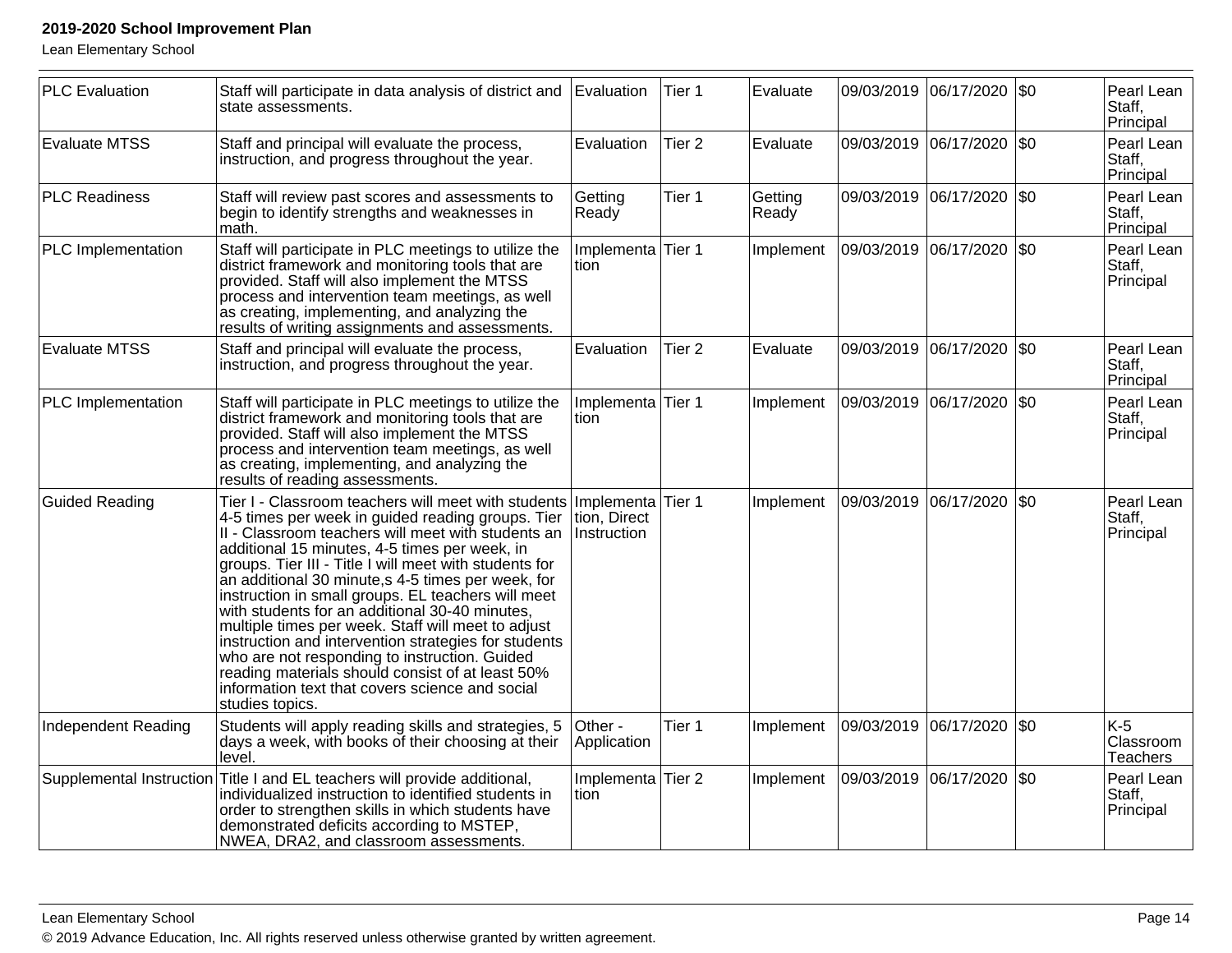| PLC Evaluation | Staff will participate in data analysis of district and state assessments. | Evaluation | Tier 1 | Evaluate | 09/03/2019 | 06/17/2020 | $0 | Pearl Lean Staff, Principal |
|---|---|---|---|---|---|---|---|---|
| Evaluate MTSS | Staff and principal will evaluate the process, instruction, and progress throughout the year. | Evaluation | Tier 2 | Evaluate | 09/03/2019 | 06/17/2020 | $0 | Pearl Lean Staff, Principal |
| PLC Readiness | Staff will review past scores and assessments to begin to identify strengths and weaknesses in math. | Getting Ready | Tier 1 | Getting Ready | 09/03/2019 | 06/17/2020 | $0 | Pearl Lean Staff, Principal |
| PLC Implementation | Staff will participate in PLC meetings to utilize the district framework and monitoring tools that are provided. Staff will also implement the MTSS process and intervention team meetings, as well as creating, implementing, and analyzing the results of writing assignments and assessments. | Implementation | Tier 1 | Implement | 09/03/2019 | 06/17/2020 | $0 | Pearl Lean Staff, Principal |
| Evaluate MTSS | Staff and principal will evaluate the process, instruction, and progress throughout the year. | Evaluation | Tier 2 | Evaluate | 09/03/2019 | 06/17/2020 | $0 | Pearl Lean Staff, Principal |
| PLC Implementation | Staff will participate in PLC meetings to utilize the district framework and monitoring tools that are provided. Staff will also implement the MTSS process and intervention team meetings, as well as creating, implementing, and analyzing the results of reading assessments. | Implementation | Tier 1 | Implement | 09/03/2019 | 06/17/2020 | $0 | Pearl Lean Staff, Principal |
| Guided Reading | Tier I - Classroom teachers will meet with students 4-5 times per week in guided reading groups. Tier II - Classroom teachers will meet with students an additional 15 minutes, 4-5 times per week, in groups. Tier III - Title I will meet with students for an additional 30 minute,s 4-5 times per week, for instruction in small groups. EL teachers will meet with students for an additional 30-40 minutes, multiple times per week. Staff will meet to adjust instruction and intervention strategies for students who are not responding to instruction. Guided reading materials should consist of at least 50% information text that covers science and social studies topics. | Implementation, Direct Instruction | Tier 1 | Implement | 09/03/2019 | 06/17/2020 | $0 | Pearl Lean Staff, Principal |
| Independent Reading | Students will apply reading skills and strategies, 5 days a week, with books of their choosing at their level. | Other - Application | Tier 1 | Implement | 09/03/2019 | 06/17/2020 | $0 | K-5 Classroom Teachers |
| Supplemental Instruction | Title I and EL teachers will provide additional, individualized instruction to identified students in order to strengthen skills in which students have demonstrated deficits according to MSTEP, NWEA, DRA2, and classroom assessments. | Implementation | Tier 2 | Implement | 09/03/2019 | 06/17/2020 | $0 | Pearl Lean Staff, Principal |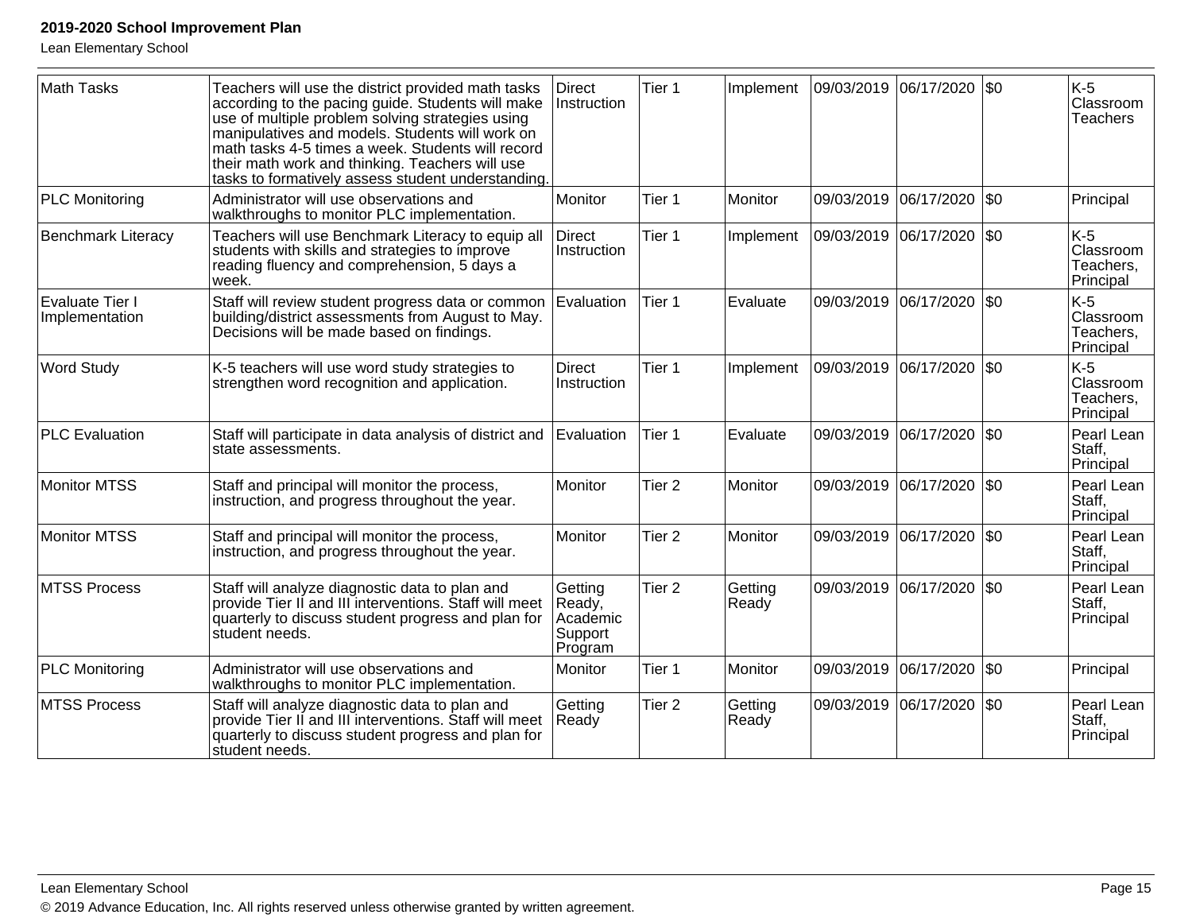| | | | | | | | | |
|---|---|---|---|---|---|---|---|---|
| Math Tasks | Teachers will use the district provided math tasks according to the pacing guide. Students will make use of multiple problem solving strategies using manipulatives and models. Students will work on math tasks 4-5 times a week. Students will record their math work and thinking. Teachers will use tasks to formatively assess student understanding. | Direct Instruction | Tier 1 | Implement | 09/03/2019 | 06/17/2020 | $0 | K-5 Classroom Teachers |
| PLC Monitoring | Administrator will use observations and walkthroughs to monitor PLC implementation. | Monitor | Tier 1 | Monitor | 09/03/2019 | 06/17/2020 | $0 | Principal |
| Benchmark Literacy | Teachers will use Benchmark Literacy to equip all students with skills and strategies to improve reading fluency and comprehension, 5 days a week. | Direct Instruction | Tier 1 | Implement | 09/03/2019 | 06/17/2020 | $0 | K-5 Classroom Teachers, Principal |
| Evaluate Tier I Implementation | Staff will review student progress data or common building/district assessments from August to May. Decisions will be made based on findings. | Evaluation | Tier 1 | Evaluate | 09/03/2019 | 06/17/2020 | $0 | K-5 Classroom Teachers, Principal |
| Word Study | K-5 teachers will use word study strategies to strengthen word recognition and application. | Direct Instruction | Tier 1 | Implement | 09/03/2019 | 06/17/2020 | $0 | K-5 Classroom Teachers, Principal |
| PLC Evaluation | Staff will participate in data analysis of district and state assessments. | Evaluation | Tier 1 | Evaluate | 09/03/2019 | 06/17/2020 | $0 | Pearl Lean Staff, Principal |
| Monitor MTSS | Staff and principal will monitor the process, instruction, and progress throughout the year. | Monitor | Tier 2 | Monitor | 09/03/2019 | 06/17/2020 | $0 | Pearl Lean Staff, Principal |
| Monitor MTSS | Staff and principal will monitor the process, instruction, and progress throughout the year. | Monitor | Tier 2 | Monitor | 09/03/2019 | 06/17/2020 | $0 | Pearl Lean Staff, Principal |
| MTSS Process | Staff will analyze diagnostic data to plan and provide Tier II and III interventions. Staff will meet quarterly to discuss student progress and plan for student needs. | Getting Ready, Academic Support Program | Tier 2 | Getting Ready | 09/03/2019 | 06/17/2020 | $0 | Pearl Lean Staff, Principal |
| PLC Monitoring | Administrator will use observations and walkthroughs to monitor PLC implementation. | Monitor | Tier 1 | Monitor | 09/03/2019 | 06/17/2020 | $0 | Principal |
| MTSS Process | Staff will analyze diagnostic data to plan and provide Tier II and III interventions. Staff will meet quarterly to discuss student progress and plan for student needs. | Getting Ready | Tier 2 | Getting Ready | 09/03/2019 | 06/17/2020 | $0 | Pearl Lean Staff, Principal |